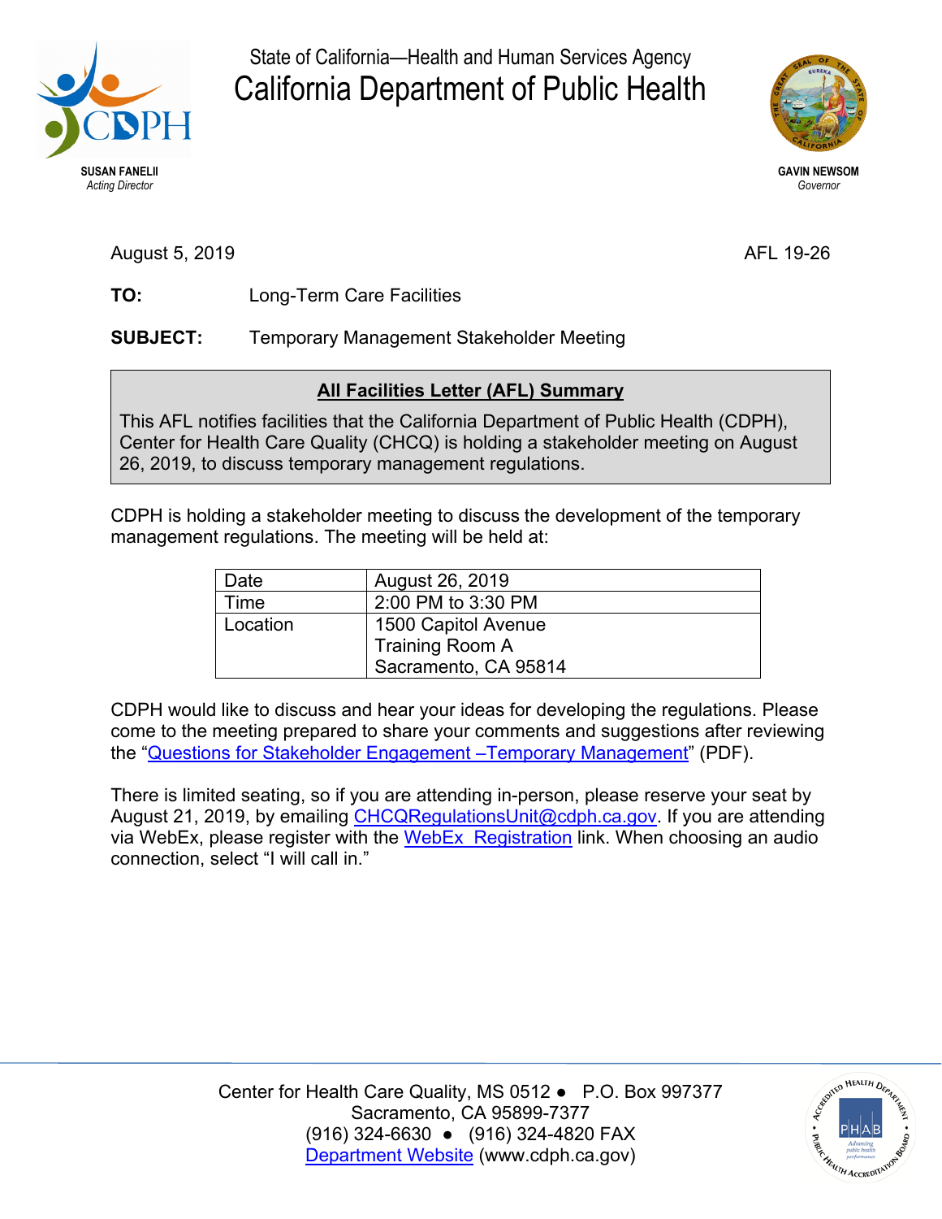SUSAN FANELLI
*Acting Director*

State of California—Health and Human Services Agency

# California Department of Public Health

GAVIN NEWSOM
*Governor*

August 5, 2019

AFL 19-26

**TO:** Long-Term Care Facilities

**SUBJECT:** Temporary Management Stakeholder Meeting

**All Facilities Letter (AFL) Summary**

This AFL notifies facilities that the California Department of Public Health (CDPH), Center for Health Care Quality (CHCQ) is holding a stakeholder meeting on August 26, 2019, to discuss temporary management regulations.

CDPH is holding a stakeholder meeting to discuss the development of the temporary management regulations. The meeting will be held at:

| | |
|---|---|
| Date | August 26, 2019 |
| Time | 2:00 PM to 3:30 PM |
| Location | 1500 Capitol Avenue<br>Training Room A<br>Sacramento, CA 95814 |

CDPH would like to discuss and hear your ideas for developing the regulations. Please come to the meeting prepared to share your comments and suggestions after reviewing the "Questions for Stakeholder Engagement –Temporary Management" (PDF).

There is limited seating, so if you are attending in-person, please reserve your seat by August 21, 2019, by emailing CHCQRegulationsUnit@cdph.ca.gov. If you are attending via WebEx, please register with the WebEx Registration link. When choosing an audio connection, select "I will call in."

Center for Health Care Quality, MS 0512 ● P.O. Box 997377
Sacramento, CA 95899-7377
(916) 324-6630 ● (916) 324-4820 FAX
Department Website (www.cdph.ca.gov)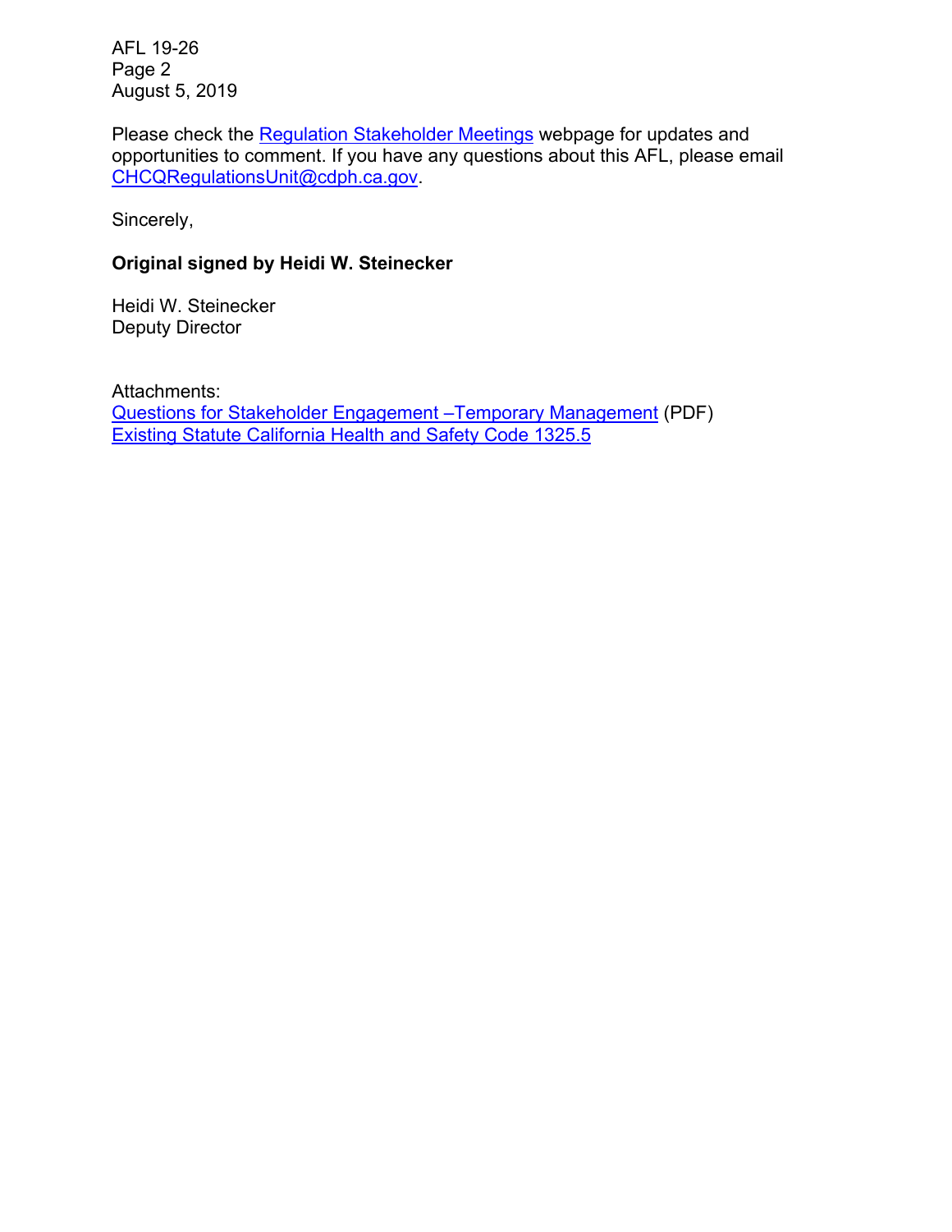Please check the Regulation Stakeholder Meetings webpage for updates and opportunities to comment. If you have any questions about this AFL, please email CHCQRegulationsUnit@cdph.ca.gov.

Sincerely,

**Original signed by Heidi W. Steinecker**

Heidi W. Steinecker
Deputy Director

Attachments:
Questions for Stakeholder Engagement –Temporary Management (PDF)
Existing Statute California Health and Safety Code 1325.5